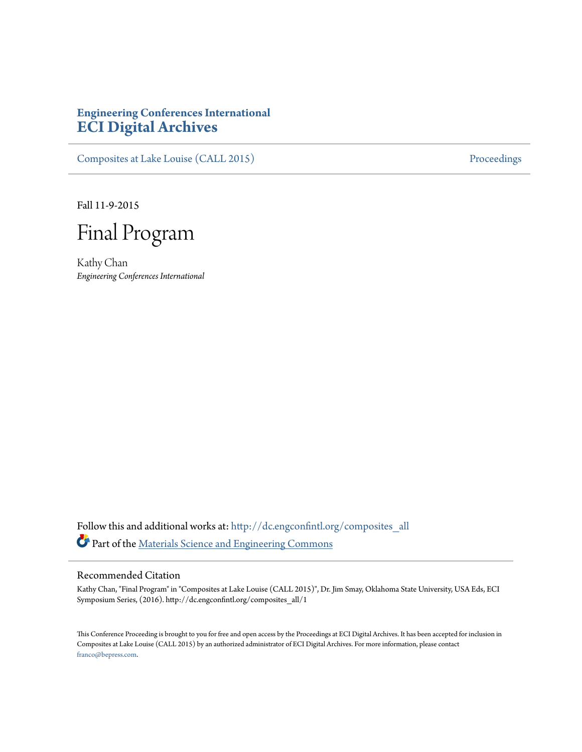# Engineering Conferences International
# ECI Digital Archives

Composites at Lake Louise (CALL 2015) | Proceedings

Fall 11-9-2015

# Final Program

Kathy Chan
*Engineering Conferences International*

Follow this and additional works at: http://dc.engconfintl.org/composites_all

Part of the Materials Science and Engineering Commons

## Recommended Citation

Kathy Chan, "Final Program" in "Composites at Lake Louise (CALL 2015)", Dr. Jim Smay, Oklahoma State University, USA Eds, ECI Symposium Series, (2016). http://dc.engconfintl.org/composites_all/1

This Conference Proceeding is brought to you for free and open access by the Proceedings at ECI Digital Archives. It has been accepted for inclusion in Composites at Lake Louise (CALL 2015) by an authorized administrator of ECI Digital Archives. For more information, please contact franco@bepress.com.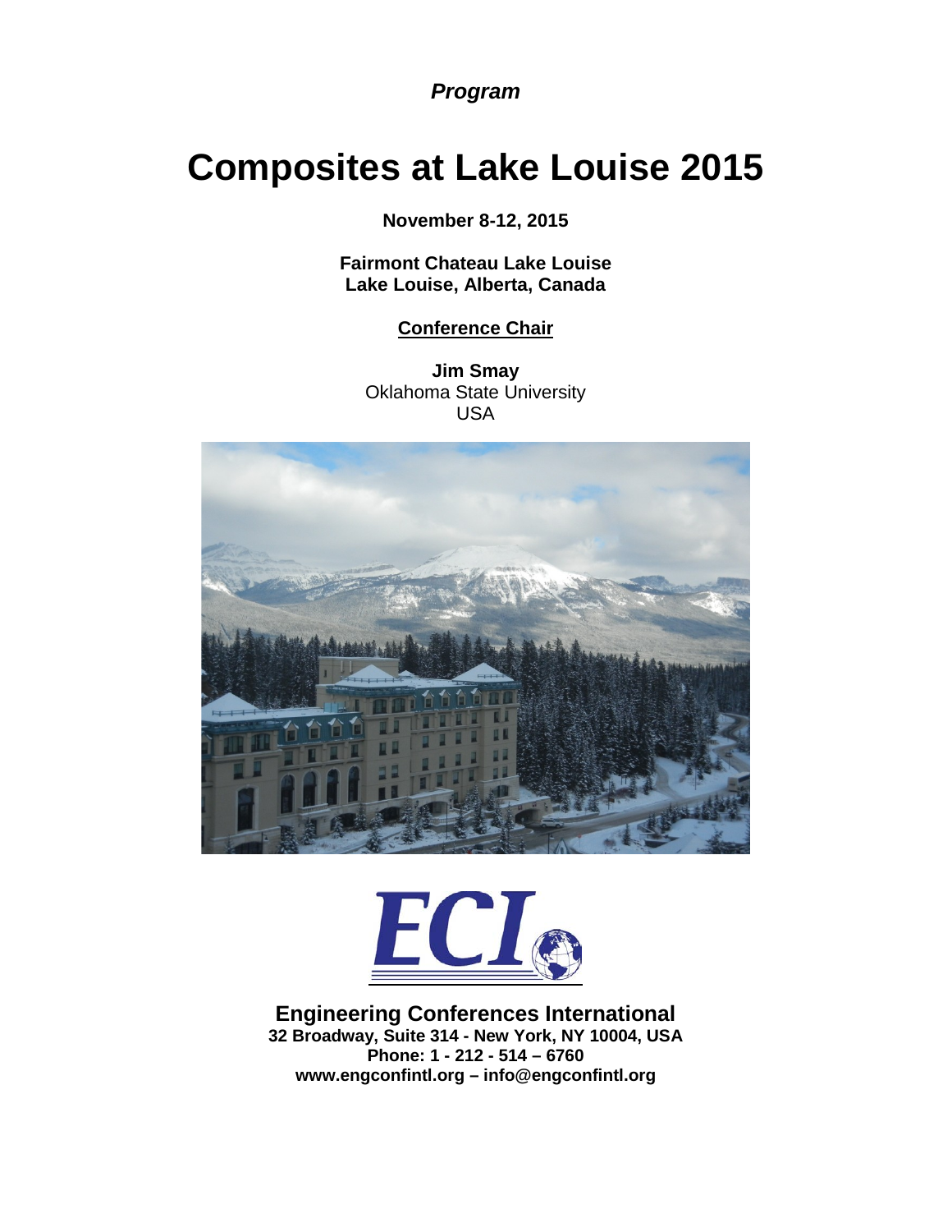*Program*

# Composites at Lake Louise 2015

**November 8-12, 2015**

**Fairmont Chateau Lake Louise**
**Lake Louise, Alberta, Canada**

**Conference Chair**

**Jim Smay**
Oklahoma State University
USA

**Engineering Conferences International**
**32 Broadway, Suite 314 - New York, NY 10004, USA**
**Phone: 1 - 212 - 514 – 6760**
**www.engconfintl.org – info@engconfintl.org**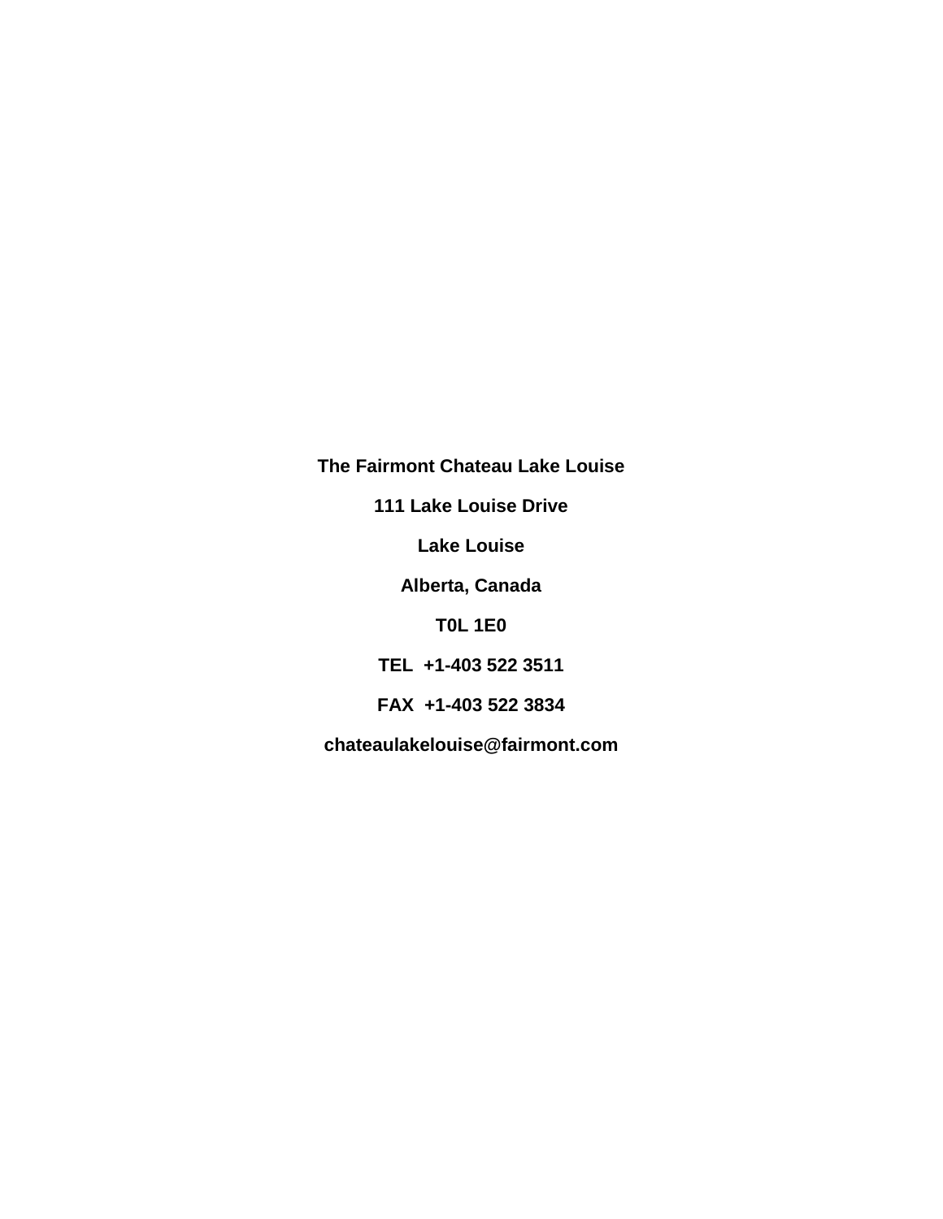**The Fairmont Chateau Lake Louise**

**111 Lake Louise Drive**

**Lake Louise**

**Alberta, Canada**

**T0L 1E0**

**TEL  +1-403 522 3511**

**FAX  +1-403 522 3834**

**chateaulakelouise@fairmont.com**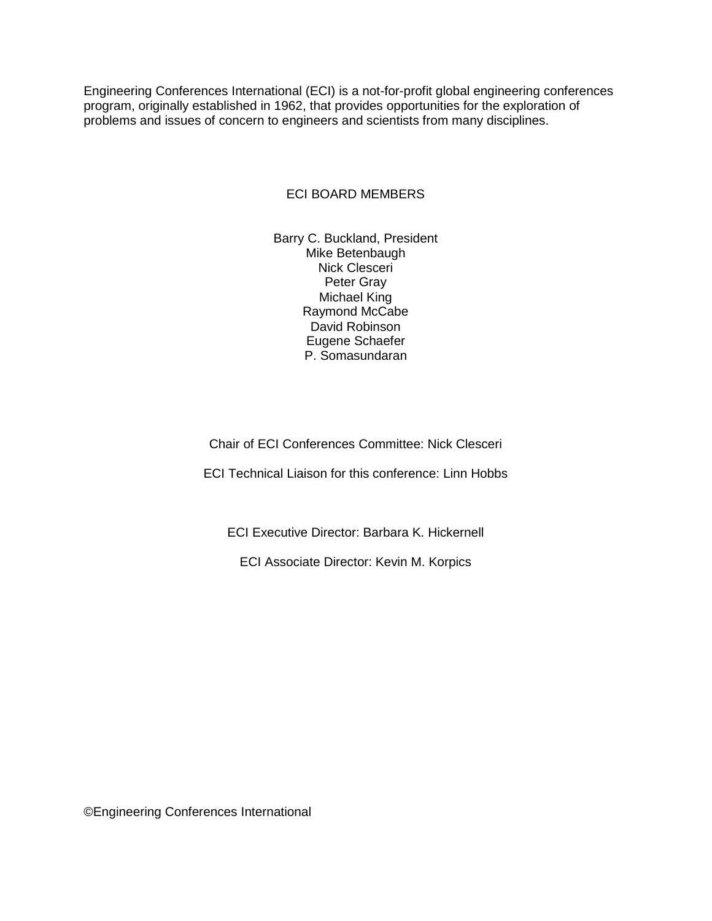Engineering Conferences International (ECI) is a not-for-profit global engineering conferences program, originally established in 1962, that provides opportunities for the exploration of problems and issues of concern to engineers and scientists from many disciplines.

## ECI BOARD MEMBERS

Barry C. Buckland, President
Mike Betenbaugh
Nick Clesceri
Peter Gray
Michael King
Raymond McCabe
David Robinson
Eugene Schaefer
P. Somasundaran

Chair of ECI Conferences Committee: Nick Clesceri

ECI Technical Liaison for this conference: Linn Hobbs

ECI Executive Director: Barbara K. Hickernell

ECI Associate Director: Kevin M. Korpics

©Engineering Conferences International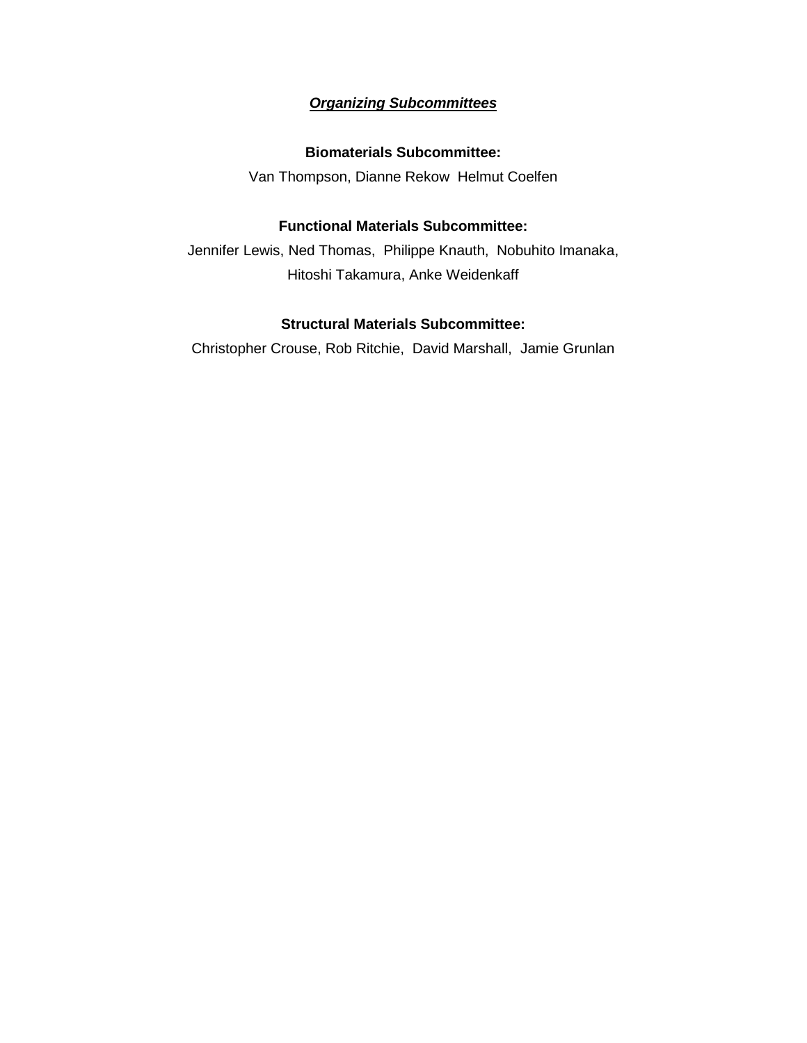## ***Organizing Subcommittees***

**Biomaterials Subcommittee:**

Van Thompson, Dianne Rekow Helmut Coelfen

**Functional Materials Subcommittee:**

Jennifer Lewis, Ned Thomas, Philippe Knauth, Nobuhito Imanaka, Hitoshi Takamura, Anke Weidenkaff

**Structural Materials Subcommittee:**

Christopher Crouse, Rob Ritchie, David Marshall, Jamie Grunlan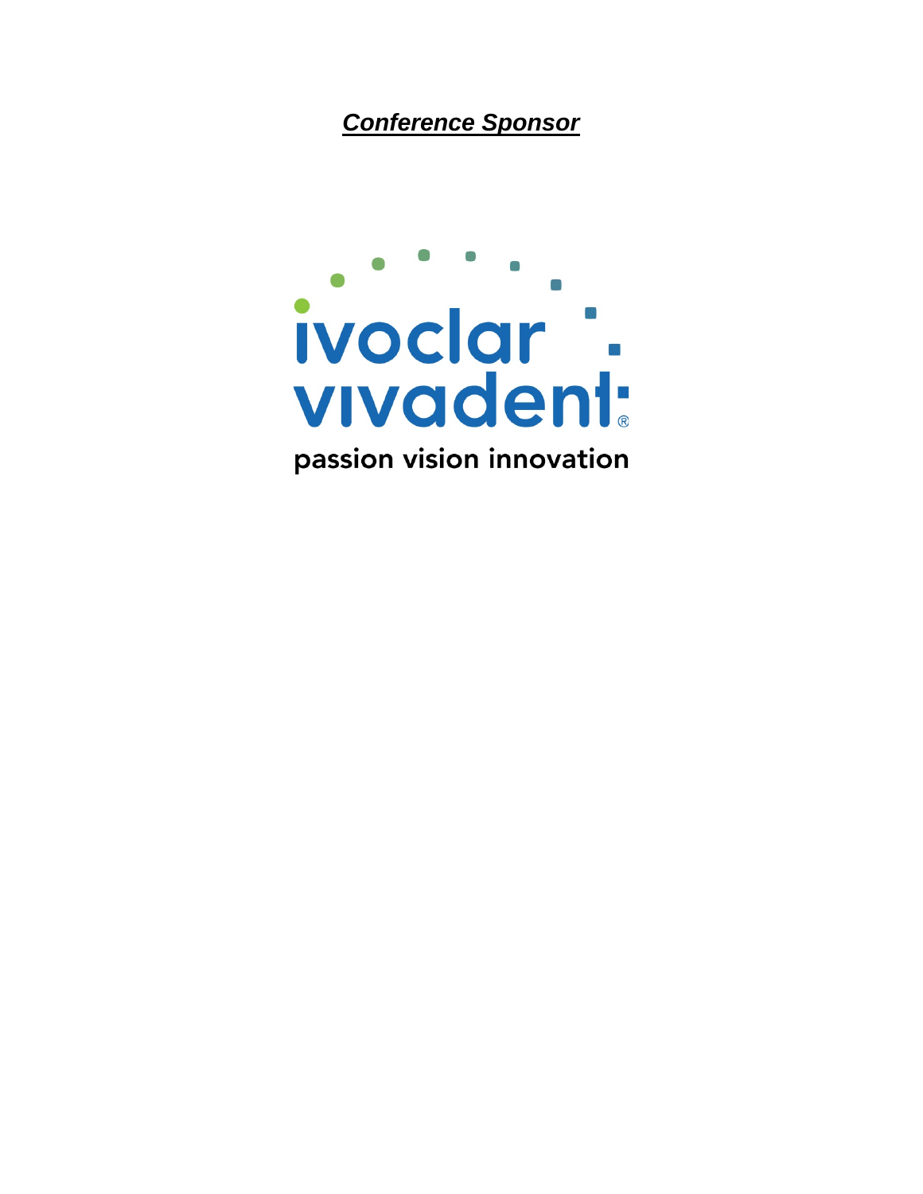***Conference Sponsor***

ivoclar vivadent®

passion vision innovation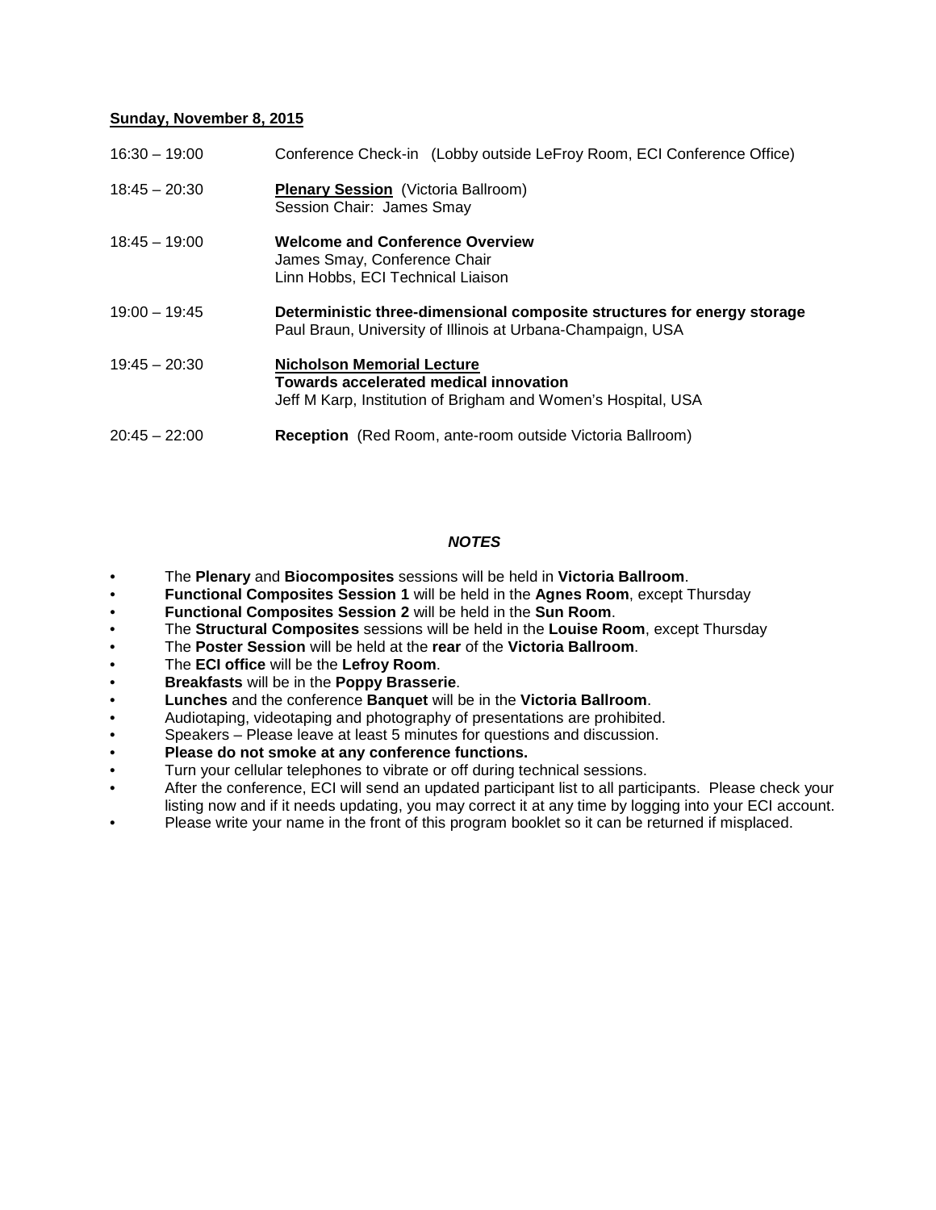**Sunday, November 8, 2015**

16:30 – 19:00 Conference Check-in (Lobby outside LeFroy Room, ECI Conference Office)

18:45 – 20:30 **Plenary Session** (Victoria Ballroom)
Session Chair: James Smay

18:45 – 19:00 **Welcome and Conference Overview**
James Smay, Conference Chair
Linn Hobbs, ECI Technical Liaison

19:00 – 19:45 **Deterministic three-dimensional composite structures for energy storage**
Paul Braun, University of Illinois at Urbana-Champaign, USA

19:45 – 20:30 **Nicholson Memorial Lecture**
**Towards accelerated medical innovation**
Jeff M Karp, Institution of Brigham and Women's Hospital, USA

20:45 – 22:00 **Reception** (Red Room, ante-room outside Victoria Ballroom)

***NOTES***

- The **Plenary** and **Biocomposites** sessions will be held in **Victoria Ballroom**.
- **Functional Composites Session 1** will be held in the **Agnes Room**, except Thursday
- **Functional Composites Session 2** will be held in the **Sun Room**.
- The **Structural Composites** sessions will be held in the **Louise Room**, except Thursday
- The **Poster Session** will be held at the **rear** of the **Victoria Ballroom**.
- The **ECI office** will be the **Lefroy Room**.
- **Breakfasts** will be in the **Poppy Brasserie**.
- **Lunches** and the conference **Banquet** will be in the **Victoria Ballroom**.
- Audiotaping, videotaping and photography of presentations are prohibited.
- Speakers – Please leave at least 5 minutes for questions and discussion.
- **Please do not smoke at any conference functions.**
- Turn your cellular telephones to vibrate or off during technical sessions.
- After the conference, ECI will send an updated participant list to all participants. Please check your listing now and if it needs updating, you may correct it at any time by logging into your ECI account.
- Please write your name in the front of this program booklet so it can be returned if misplaced.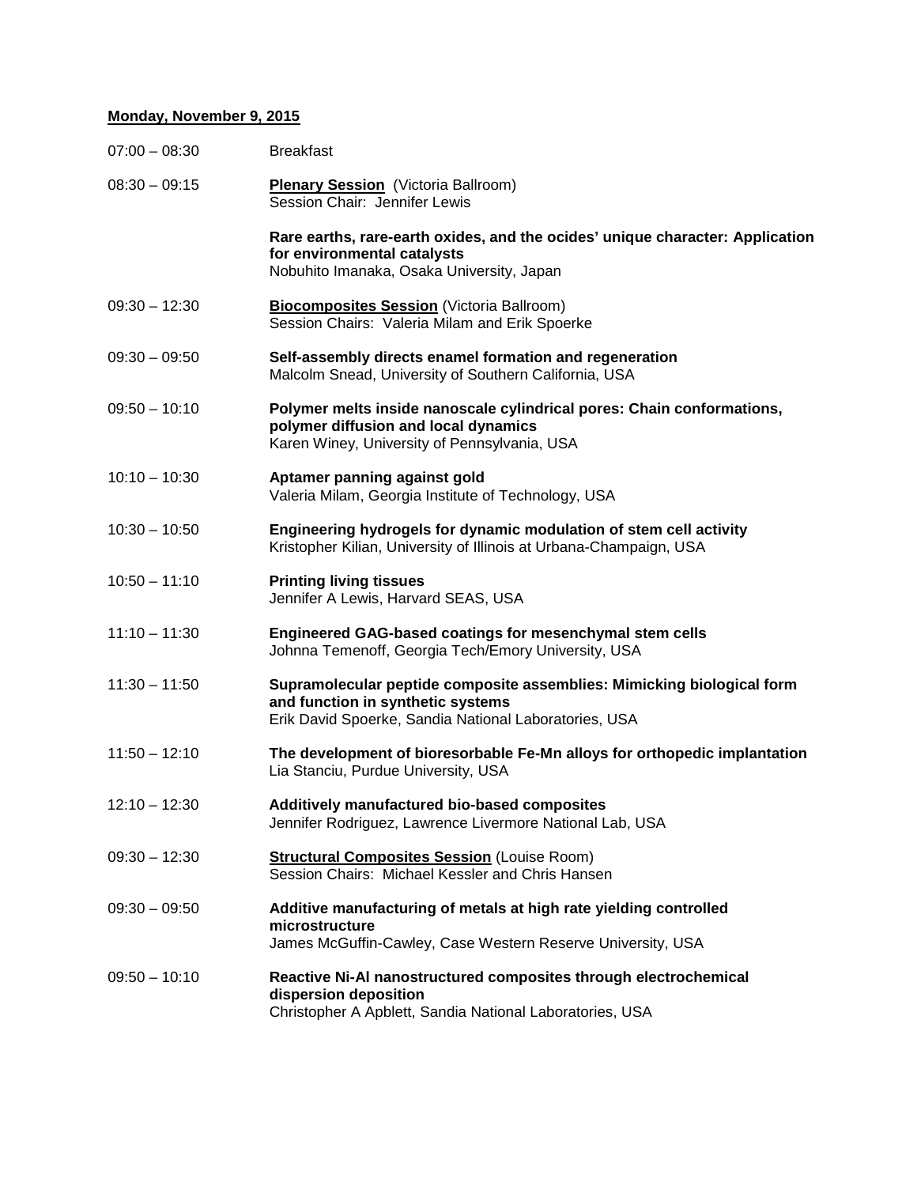**Monday, November 9, 2015**

07:00 – 08:30 Breakfast

08:30 – 09:15 **Plenary Session** (Victoria Ballroom)
Session Chair: Jennifer Lewis

**Rare earths, rare-earth oxides, and the ocides' unique character: Application for environmental catalysts**
Nobuhito Imanaka, Osaka University, Japan

09:30 – 12:30 **Biocomposites Session** (Victoria Ballroom)
Session Chairs: Valeria Milam and Erik Spoerke

09:30 – 09:50 **Self-assembly directs enamel formation and regeneration**
Malcolm Snead, University of Southern California, USA

09:50 – 10:10 **Polymer melts inside nanoscale cylindrical pores: Chain conformations, polymer diffusion and local dynamics**
Karen Winey, University of Pennsylvania, USA

10:10 – 10:30 **Aptamer panning against gold**
Valeria Milam, Georgia Institute of Technology, USA

10:30 – 10:50 **Engineering hydrogels for dynamic modulation of stem cell activity**
Kristopher Kilian, University of Illinois at Urbana-Champaign, USA

10:50 – 11:10 **Printing living tissues**
Jennifer A Lewis, Harvard SEAS, USA

11:10 – 11:30 **Engineered GAG-based coatings for mesenchymal stem cells**
Johnna Temenoff, Georgia Tech/Emory University, USA

11:30 – 11:50 **Supramolecular peptide composite assemblies: Mimicking biological form and function in synthetic systems**
Erik David Spoerke, Sandia National Laboratories, USA

11:50 – 12:10 **The development of bioresorbable Fe-Mn alloys for orthopedic implantation**
Lia Stanciu, Purdue University, USA

12:10 – 12:30 **Additively manufactured bio-based composites**
Jennifer Rodriguez, Lawrence Livermore National Lab, USA

09:30 – 12:30 **Structural Composites Session** (Louise Room)
Session Chairs: Michael Kessler and Chris Hansen

09:30 – 09:50 **Additive manufacturing of metals at high rate yielding controlled microstructure**
James McGuffin-Cawley, Case Western Reserve University, USA

09:50 – 10:10 **Reactive Ni-Al nanostructured composites through electrochemical dispersion deposition**
Christopher A Apblett, Sandia National Laboratories, USA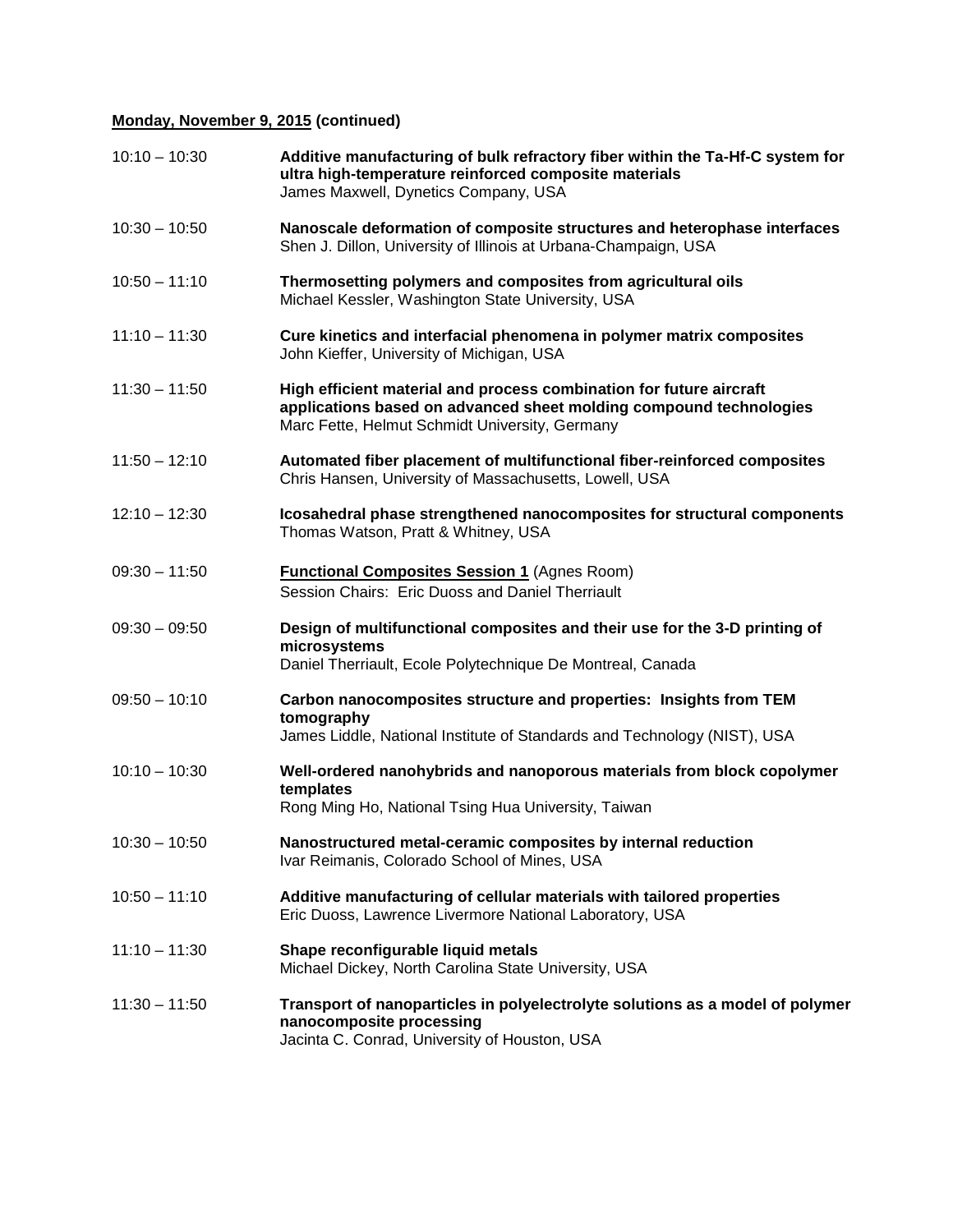**Monday, November 9, 2015 (continued)**

10:10 – 10:30 **Additive manufacturing of bulk refractory fiber within the Ta-Hf-C system for ultra high-temperature reinforced composite materials**
James Maxwell, Dynetics Company, USA

10:30 – 10:50 **Nanoscale deformation of composite structures and heterophase interfaces**
Shen J. Dillon, University of Illinois at Urbana-Champaign, USA

10:50 – 11:10 **Thermosetting polymers and composites from agricultural oils**
Michael Kessler, Washington State University, USA

11:10 – 11:30 **Cure kinetics and interfacial phenomena in polymer matrix composites**
John Kieffer, University of Michigan, USA

11:30 – 11:50 **High efficient material and process combination for future aircraft applications based on advanced sheet molding compound technologies**
Marc Fette, Helmut Schmidt University, Germany

11:50 – 12:10 **Automated fiber placement of multifunctional fiber-reinforced composites**
Chris Hansen, University of Massachusetts, Lowell, USA

12:10 – 12:30 **Icosahedral phase strengthened nanocomposites for structural components**
Thomas Watson, Pratt & Whitney, USA

09:30 – 11:50 **Functional Composites Session 1** (Agnes Room)
Session Chairs: Eric Duoss and Daniel Therriault

09:30 – 09:50 **Design of multifunctional composites and their use for the 3-D printing of microsystems**
Daniel Therriault, Ecole Polytechnique De Montreal, Canada

09:50 – 10:10 **Carbon nanocomposites structure and properties: Insights from TEM tomography**
James Liddle, National Institute of Standards and Technology (NIST), USA

10:10 – 10:30 **Well-ordered nanohybrids and nanoporous materials from block copolymer templates**
Rong Ming Ho, National Tsing Hua University, Taiwan

10:30 – 10:50 **Nanostructured metal-ceramic composites by internal reduction**
Ivar Reimanis, Colorado School of Mines, USA

10:50 – 11:10 **Additive manufacturing of cellular materials with tailored properties**
Eric Duoss, Lawrence Livermore National Laboratory, USA

11:10 – 11:30 **Shape reconfigurable liquid metals**
Michael Dickey, North Carolina State University, USA

11:30 – 11:50 **Transport of nanoparticles in polyelectrolyte solutions as a model of polymer nanocomposite processing**
Jacinta C. Conrad, University of Houston, USA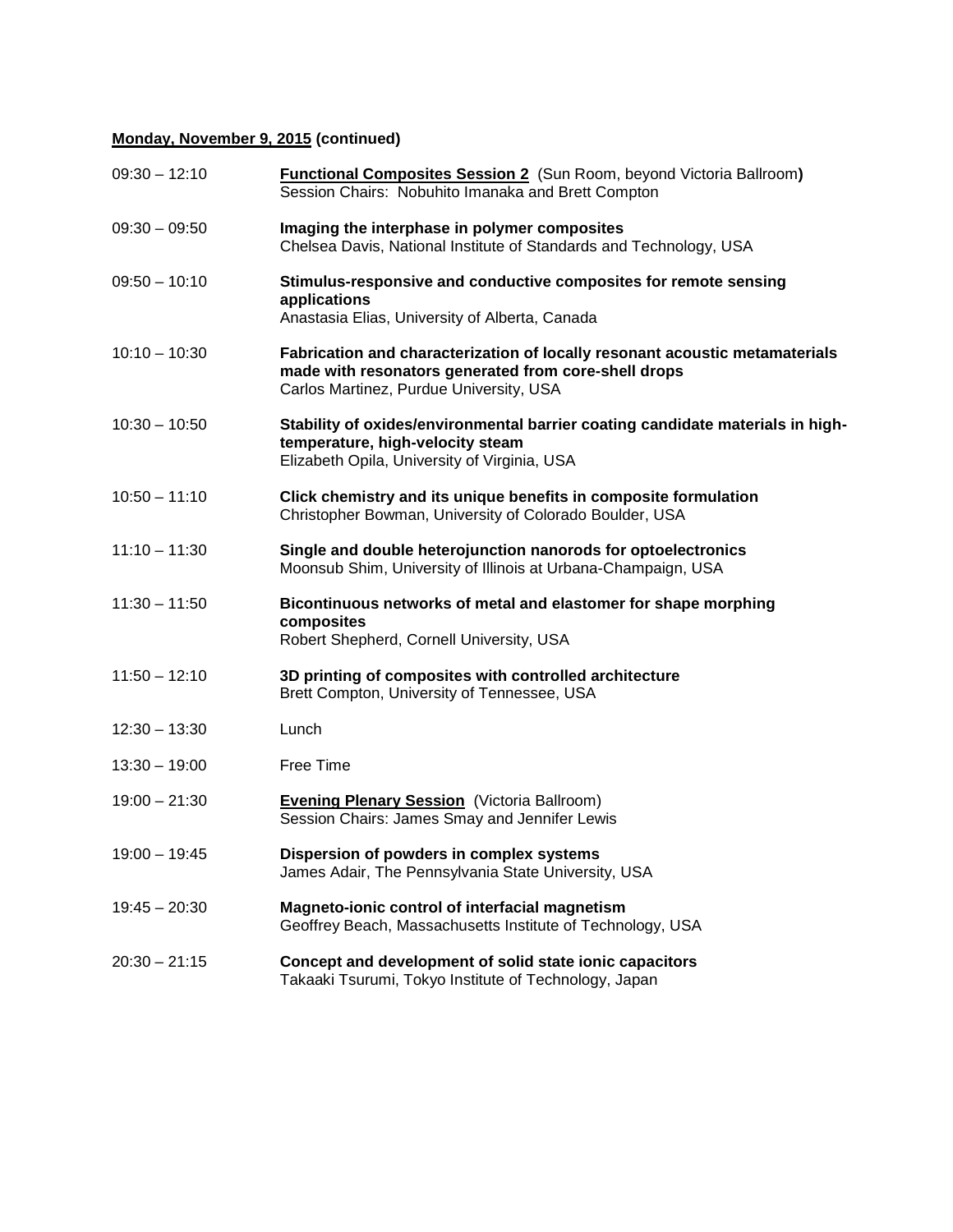**Monday, November 9, 2015 (continued)**

09:30 – 12:10 **Functional Composites Session 2** (Sun Room, beyond Victoria Ballroom**)**
Session Chairs: Nobuhito Imanaka and Brett Compton

09:30 – 09:50 **Imaging the interphase in polymer composites**
Chelsea Davis, National Institute of Standards and Technology, USA

09:50 – 10:10 **Stimulus-responsive and conductive composites for remote sensing applications**
Anastasia Elias, University of Alberta, Canada

10:10 – 10:30 **Fabrication and characterization of locally resonant acoustic metamaterials made with resonators generated from core-shell drops**
Carlos Martinez, Purdue University, USA

10:30 – 10:50 **Stability of oxides/environmental barrier coating candidate materials in high-temperature, high-velocity steam**
Elizabeth Opila, University of Virginia, USA

10:50 – 11:10 **Click chemistry and its unique benefits in composite formulation**
Christopher Bowman, University of Colorado Boulder, USA

11:10 – 11:30 **Single and double heterojunction nanorods for optoelectronics**
Moonsub Shim, University of Illinois at Urbana-Champaign, USA

11:30 – 11:50 **Bicontinuous networks of metal and elastomer for shape morphing composites**
Robert Shepherd, Cornell University, USA

11:50 – 12:10 **3D printing of composites with controlled architecture**
Brett Compton, University of Tennessee, USA

12:30 – 13:30 Lunch

13:30 – 19:00 Free Time

19:00 – 21:30 **Evening Plenary Session** (Victoria Ballroom)
Session Chairs: James Smay and Jennifer Lewis

19:00 – 19:45 **Dispersion of powders in complex systems**
James Adair, The Pennsylvania State University, USA

19:45 – 20:30 **Magneto-ionic control of interfacial magnetism**
Geoffrey Beach, Massachusetts Institute of Technology, USA

20:30 – 21:15 **Concept and development of solid state ionic capacitors**
Takaaki Tsurumi, Tokyo Institute of Technology, Japan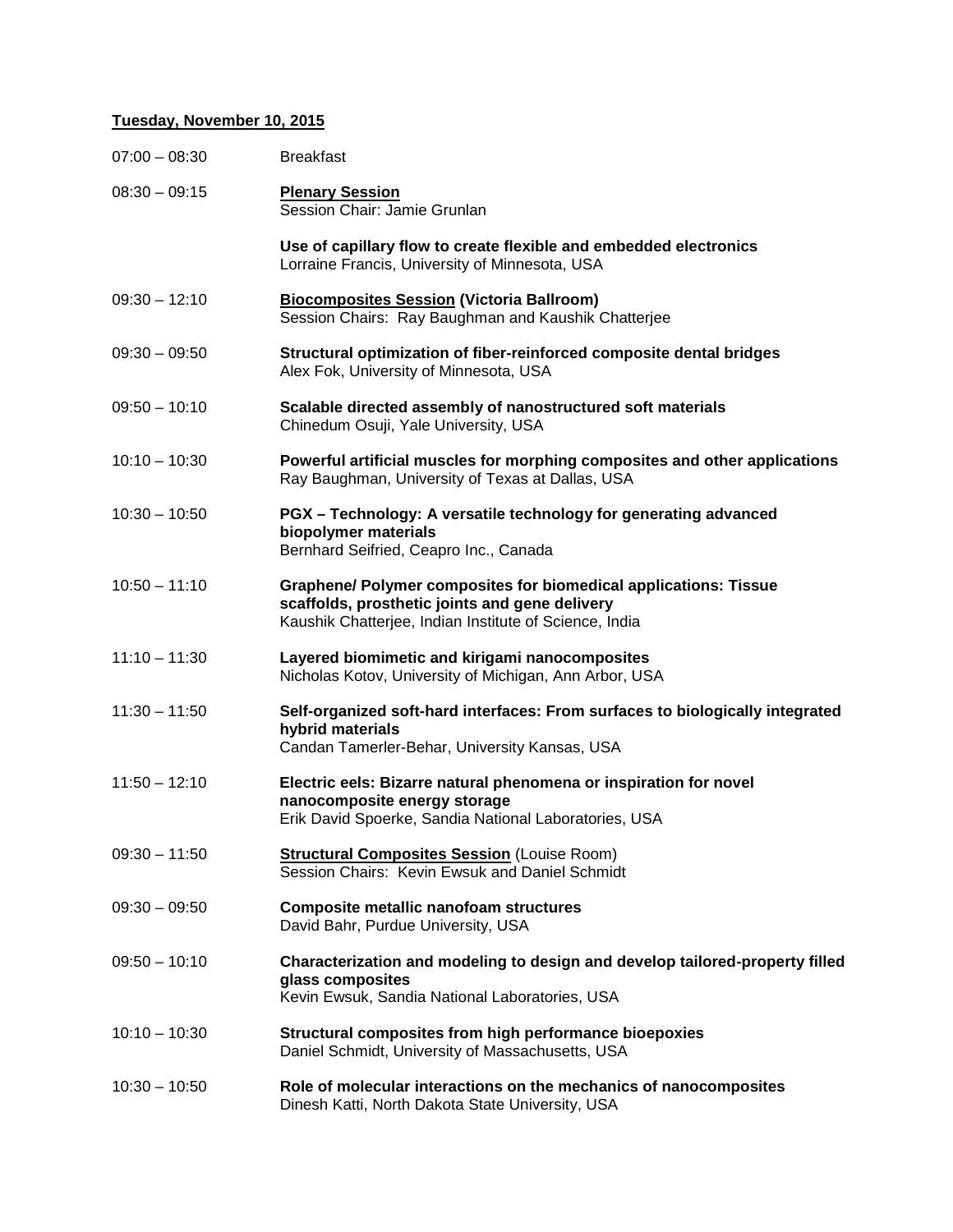**Tuesday, November 10, 2015**

07:00 – 08:30 Breakfast

08:30 – 09:15 **Plenary Session**
Session Chair: Jamie Grunlan

**Use of capillary flow to create flexible and embedded electronics**
Lorraine Francis, University of Minnesota, USA

09:30 – 12:10 **Biocomposites Session (Victoria Ballroom)**
Session Chairs: Ray Baughman and Kaushik Chatterjee

09:30 – 09:50 **Structural optimization of fiber-reinforced composite dental bridges**
Alex Fok, University of Minnesota, USA

09:50 – 10:10 **Scalable directed assembly of nanostructured soft materials**
Chinedum Osuji, Yale University, USA

10:10 – 10:30 **Powerful artificial muscles for morphing composites and other applications**
Ray Baughman, University of Texas at Dallas, USA

10:30 – 10:50 **PGX – Technology: A versatile technology for generating advanced biopolymer materials**
Bernhard Seifried, Ceapro Inc., Canada

10:50 – 11:10 **Graphene/ Polymer composites for biomedical applications: Tissue scaffolds, prosthetic joints and gene delivery**
Kaushik Chatterjee, Indian Institute of Science, India

11:10 – 11:30 **Layered biomimetic and kirigami nanocomposites**
Nicholas Kotov, University of Michigan, Ann Arbor, USA

11:30 – 11:50 **Self-organized soft-hard interfaces: From surfaces to biologically integrated hybrid materials**
Candan Tamerler-Behar, University Kansas, USA

11:50 – 12:10 **Electric eels: Bizarre natural phenomena or inspiration for novel nanocomposite energy storage**
Erik David Spoerke, Sandia National Laboratories, USA

09:30 – 11:50 **Structural Composites Session** (Louise Room)
Session Chairs: Kevin Ewsuk and Daniel Schmidt

09:30 – 09:50 **Composite metallic nanofoam structures**
David Bahr, Purdue University, USA

09:50 – 10:10 **Characterization and modeling to design and develop tailored-property filled glass composites**
Kevin Ewsuk, Sandia National Laboratories, USA

10:10 – 10:30 **Structural composites from high performance bioepoxies**
Daniel Schmidt, University of Massachusetts, USA

10:30 – 10:50 **Role of molecular interactions on the mechanics of nanocomposites**
Dinesh Katti, North Dakota State University, USA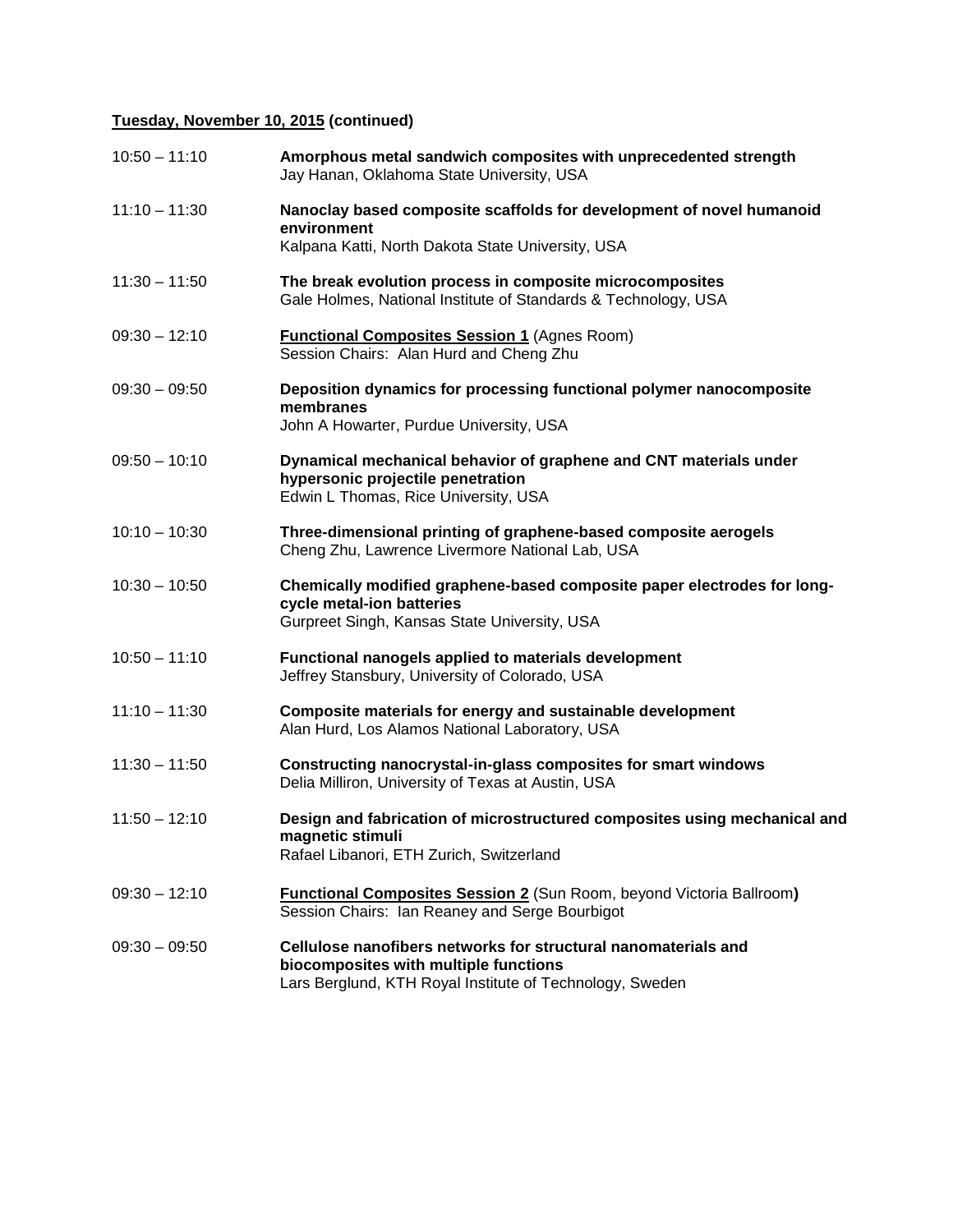**<u>Tuesday, November 10, 2015</u> (continued)**

10:50 – 11:10 **Amorphous metal sandwich composites with unprecedented strength**
Jay Hanan, Oklahoma State University, USA

11:10 – 11:30 **Nanoclay based composite scaffolds for development of novel humanoid environment**
Kalpana Katti, North Dakota State University, USA

11:30 – 11:50 **The break evolution process in composite microcomposites**
Gale Holmes, National Institute of Standards & Technology, USA

09:30 – 12:10 **<u>Functional Composites Session 1</u>** (Agnes Room)
Session Chairs: Alan Hurd and Cheng Zhu

09:30 – 09:50 **Deposition dynamics for processing functional polymer nanocomposite membranes**
John A Howarter, Purdue University, USA

09:50 – 10:10 **Dynamical mechanical behavior of graphene and CNT materials under hypersonic projectile penetration**
Edwin L Thomas, Rice University, USA

10:10 – 10:30 **Three-dimensional printing of graphene-based composite aerogels**
Cheng Zhu, Lawrence Livermore National Lab, USA

10:30 – 10:50 **Chemically modified graphene-based composite paper electrodes for long-cycle metal-ion batteries**
Gurpreet Singh, Kansas State University, USA

10:50 – 11:10 **Functional nanogels applied to materials development**
Jeffrey Stansbury, University of Colorado, USA

11:10 – 11:30 **Composite materials for energy and sustainable development**
Alan Hurd, Los Alamos National Laboratory, USA

11:30 – 11:50 **Constructing nanocrystal-in-glass composites for smart windows**
Delia Milliron, University of Texas at Austin, USA

11:50 – 12:10 **Design and fabrication of microstructured composites using mechanical and magnetic stimuli**
Rafael Libanori, ETH Zurich, Switzerland

09:30 – 12:10 **<u>Functional Composites Session 2</u>** (Sun Room, beyond Victoria Ballroom**)**
Session Chairs: Ian Reaney and Serge Bourbigot

09:30 – 09:50 **Cellulose nanofibers networks for structural nanomaterials and biocomposites with multiple functions**
Lars Berglund, KTH Royal Institute of Technology, Sweden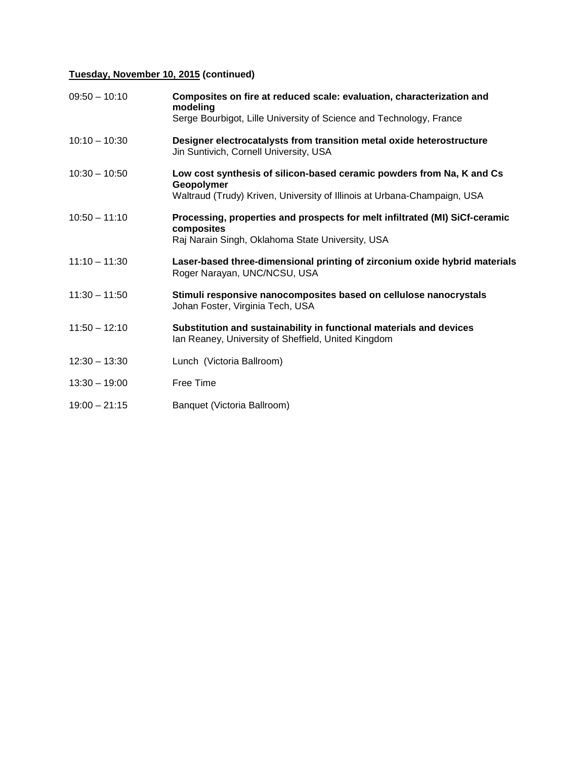**<u>Tuesday, November 10, 2015</u> (continued)**

| | |
|---|---|
| 09:50 – 10:10 | **Composites on fire at reduced scale: evaluation, characterization and modeling**<br>Serge Bourbigot, Lille University of Science and Technology, France |
| 10:10 – 10:30 | **Designer electrocatalysts from transition metal oxide heterostructure**<br>Jin Suntivich, Cornell University, USA |
| 10:30 – 10:50 | **Low cost synthesis of silicon-based ceramic powders from Na, K and Cs Geopolymer**<br>Waltraud (Trudy) Kriven, University of Illinois at Urbana-Champaign, USA |
| 10:50 – 11:10 | **Processing, properties and prospects for melt infiltrated (MI) SiCf-ceramic composites**<br>Raj Narain Singh, Oklahoma State University, USA |
| 11:10 – 11:30 | **Laser-based three-dimensional printing of zirconium oxide hybrid materials**<br>Roger Narayan, UNC/NCSU, USA |
| 11:30 – 11:50 | **Stimuli responsive nanocomposites based on cellulose nanocrystals**<br>Johan Foster, Virginia Tech, USA |
| 11:50 – 12:10 | **Substitution and sustainability in functional materials and devices**<br>Ian Reaney, University of Sheffield, United Kingdom |
| 12:30 – 13:30 | Lunch (Victoria Ballroom) |
| 13:30 – 19:00 | Free Time |
| 19:00 – 21:15 | Banquet (Victoria Ballroom) |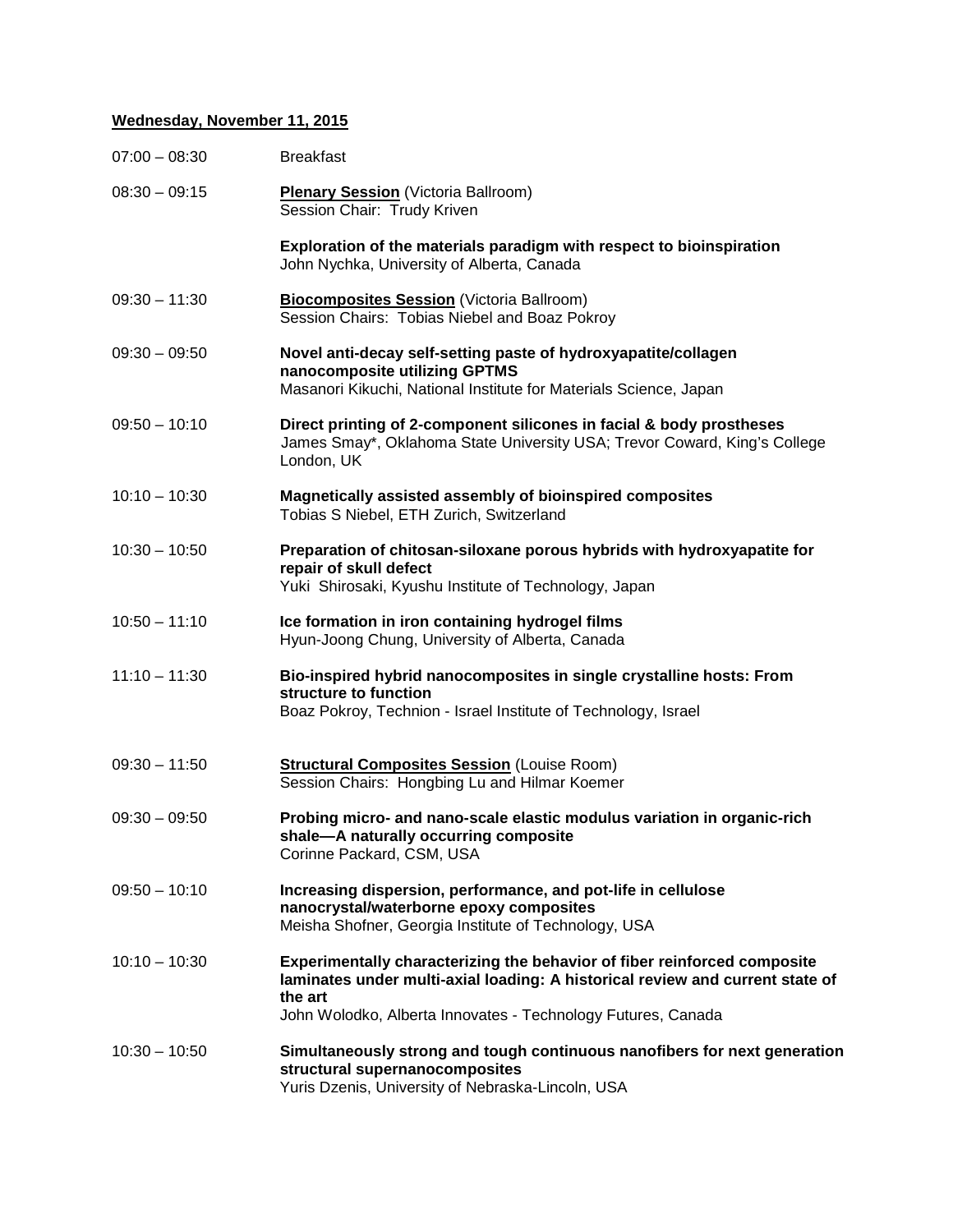**Wednesday, November 11, 2015**

07:00 – 08:30 Breakfast

08:30 – 09:15 **Plenary Session** (Victoria Ballroom)
Session Chair: Trudy Kriven

**Exploration of the materials paradigm with respect to bioinspiration**
John Nychka, University of Alberta, Canada

09:30 – 11:30 **Biocomposites Session** (Victoria Ballroom)
Session Chairs: Tobias Niebel and Boaz Pokroy

09:30 – 09:50 **Novel anti-decay self-setting paste of hydroxyapatite/collagen nanocomposite utilizing GPTMS**
Masanori Kikuchi, National Institute for Materials Science, Japan

09:50 – 10:10 **Direct printing of 2-component silicones in facial & body prostheses**
James Smay*, Oklahoma State University USA; Trevor Coward, King's College London, UK

10:10 – 10:30 **Magnetically assisted assembly of bioinspired composites**
Tobias S Niebel, ETH Zurich, Switzerland

10:30 – 10:50 **Preparation of chitosan-siloxane porous hybrids with hydroxyapatite for repair of skull defect**
Yuki Shirosaki, Kyushu Institute of Technology, Japan

10:50 – 11:10 **Ice formation in iron containing hydrogel films**
Hyun-Joong Chung, University of Alberta, Canada

11:10 – 11:30 **Bio-inspired hybrid nanocomposites in single crystalline hosts: From structure to function**
Boaz Pokroy, Technion - Israel Institute of Technology, Israel

09:30 – 11:50 **Structural Composites Session** (Louise Room)
Session Chairs: Hongbing Lu and Hilmar Koemer

09:30 – 09:50 **Probing micro- and nano-scale elastic modulus variation in organic-rich shale—A naturally occurring composite**
Corinne Packard, CSM, USA

09:50 – 10:10 **Increasing dispersion, performance, and pot-life in cellulose nanocrystal/waterborne epoxy composites**
Meisha Shofner, Georgia Institute of Technology, USA

10:10 – 10:30 **Experimentally characterizing the behavior of fiber reinforced composite laminates under multi-axial loading: A historical review and current state of the art**
John Wolodko, Alberta Innovates - Technology Futures, Canada

10:30 – 10:50 **Simultaneously strong and tough continuous nanofibers for next generation structural supernanocomposites**
Yuris Dzenis, University of Nebraska-Lincoln, USA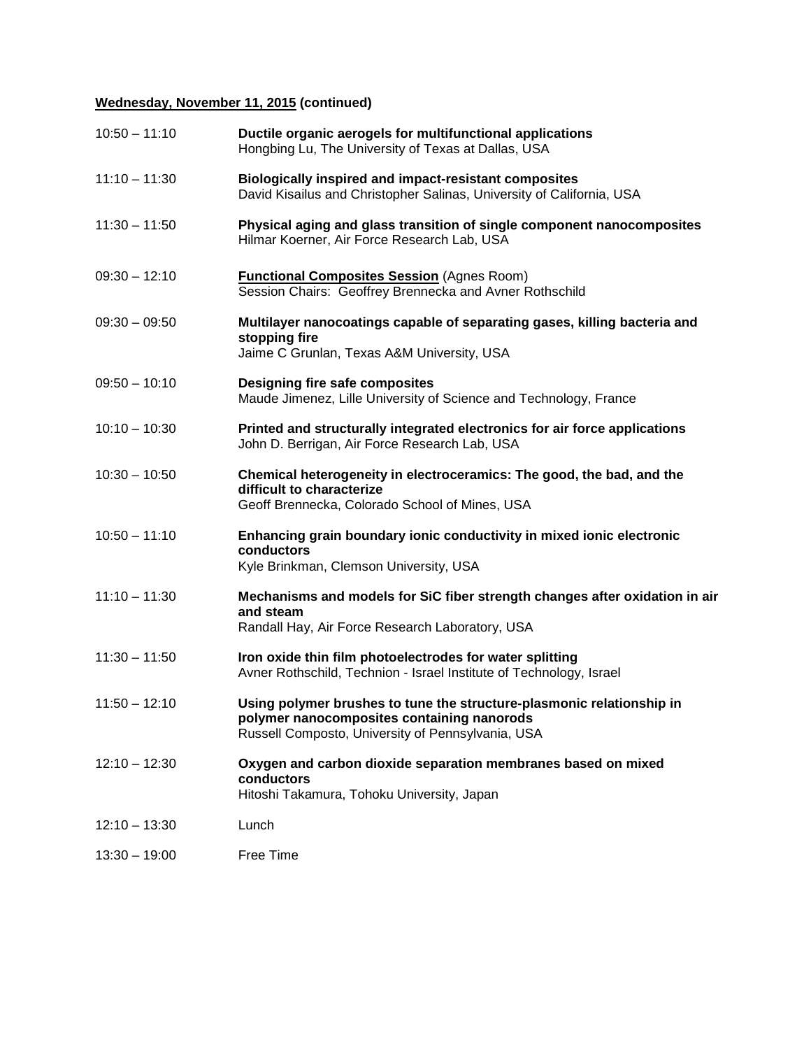**Wednesday, November 11, 2015 (continued)**

| | |
|---|---|
| 10:50 – 11:10 | **Ductile organic aerogels for multifunctional applications**<br>Hongbing Lu, The University of Texas at Dallas, USA |
| 11:10 – 11:30 | **Biologically inspired and impact-resistant composites**<br>David Kisailus and Christopher Salinas, University of California, USA |
| 11:30 – 11:50 | **Physical aging and glass transition of single component nanocomposites**<br>Hilmar Koerner, Air Force Research Lab, USA |
| 09:30 – 12:10 | **Functional Composites Session** (Agnes Room)<br>Session Chairs: Geoffrey Brennecka and Avner Rothschild |
| 09:30 – 09:50 | **Multilayer nanocoatings capable of separating gases, killing bacteria and stopping fire**<br>Jaime C Grunlan, Texas A&M University, USA |
| 09:50 – 10:10 | **Designing fire safe composites**<br>Maude Jimenez, Lille University of Science and Technology, France |
| 10:10 – 10:30 | **Printed and structurally integrated electronics for air force applications**<br>John D. Berrigan, Air Force Research Lab, USA |
| 10:30 – 10:50 | **Chemical heterogeneity in electroceramics: The good, the bad, and the difficult to characterize**<br>Geoff Brennecka, Colorado School of Mines, USA |
| 10:50 – 11:10 | **Enhancing grain boundary ionic conductivity in mixed ionic electronic conductors**<br>Kyle Brinkman, Clemson University, USA |
| 11:10 – 11:30 | **Mechanisms and models for SiC fiber strength changes after oxidation in air and steam**<br>Randall Hay, Air Force Research Laboratory, USA |
| 11:30 – 11:50 | **Iron oxide thin film photoelectrodes for water splitting**<br>Avner Rothschild, Technion - Israel Institute of Technology, Israel |
| 11:50 – 12:10 | **Using polymer brushes to tune the structure-plasmonic relationship in polymer nanocomposites containing nanorods**<br>Russell Composto, University of Pennsylvania, USA |
| 12:10 – 12:30 | **Oxygen and carbon dioxide separation membranes based on mixed conductors**<br>Hitoshi Takamura, Tohoku University, Japan |
| 12:10 – 13:30 | Lunch |
| 13:30 – 19:00 | Free Time |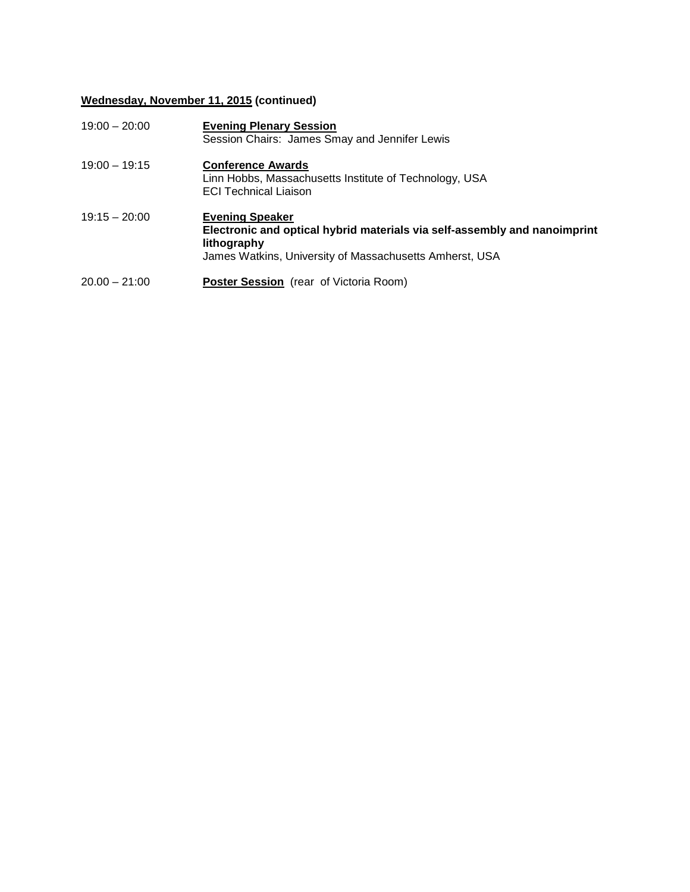**<u>Wednesday, November 11, 2015</u> (continued)**

19:00 – 20:00 **<u>Evening Plenary Session</u>**
Session Chairs: James Smay and Jennifer Lewis

19:00 – 19:15 **<u>Conference Awards</u>**
Linn Hobbs, Massachusetts Institute of Technology, USA
ECI Technical Liaison

19:15 – 20:00 **<u>Evening Speaker</u>**
**Electronic and optical hybrid materials via self-assembly and nanoimprint lithography**
James Watkins, University of Massachusetts Amherst, USA

20.00 – 21:00 **<u>Poster Session</u>** (rear of Victoria Room)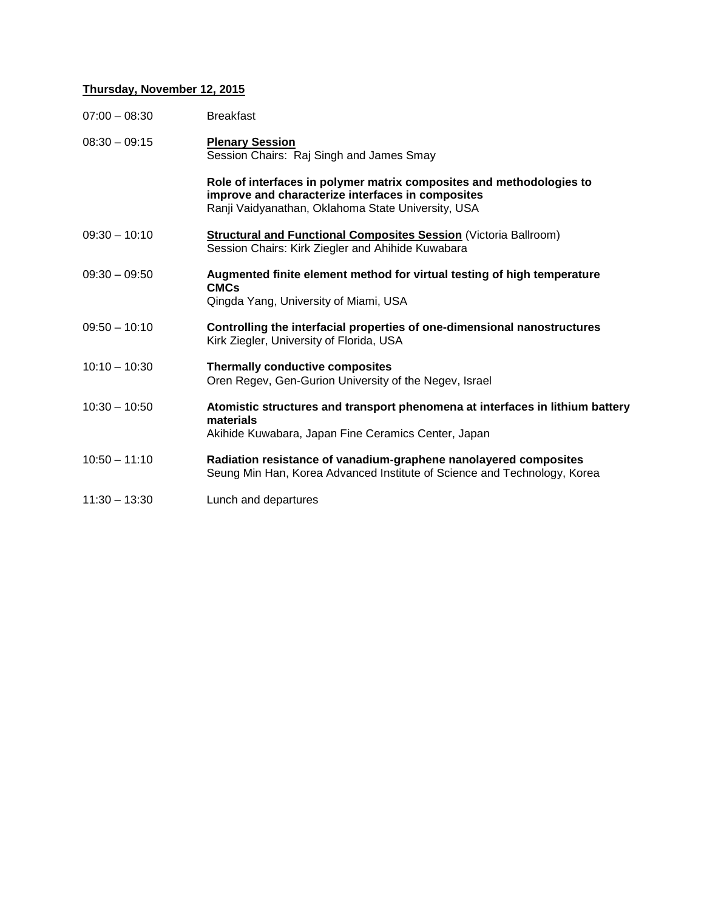**<u>Thursday, November 12, 2015</u>**

07:00 – 08:30 Breakfast

08:30 – 09:15 **<u>Plenary Session</u>**
Session Chairs: Raj Singh and James Smay

**Role of interfaces in polymer matrix composites and methodologies to improve and characterize interfaces in composites**
Ranji Vaidyanathan, Oklahoma State University, USA

09:30 – 10:10 **<u>Structural and Functional Composites Session</u>** (Victoria Ballroom)
Session Chairs: Kirk Ziegler and Ahihide Kuwabara

09:30 – 09:50 **Augmented finite element method for virtual testing of high temperature CMCs**
Qingda Yang, University of Miami, USA

09:50 – 10:10 **Controlling the interfacial properties of one-dimensional nanostructures**
Kirk Ziegler, University of Florida, USA

10:10 – 10:30 **Thermally conductive composites**
Oren Regev, Gen-Gurion University of the Negev, Israel

10:30 – 10:50 **Atomistic structures and transport phenomena at interfaces in lithium battery materials**
Akihide Kuwabara, Japan Fine Ceramics Center, Japan

10:50 – 11:10 **Radiation resistance of vanadium-graphene nanolayered composites**
Seung Min Han, Korea Advanced Institute of Science and Technology, Korea

11:30 – 13:30 Lunch and departures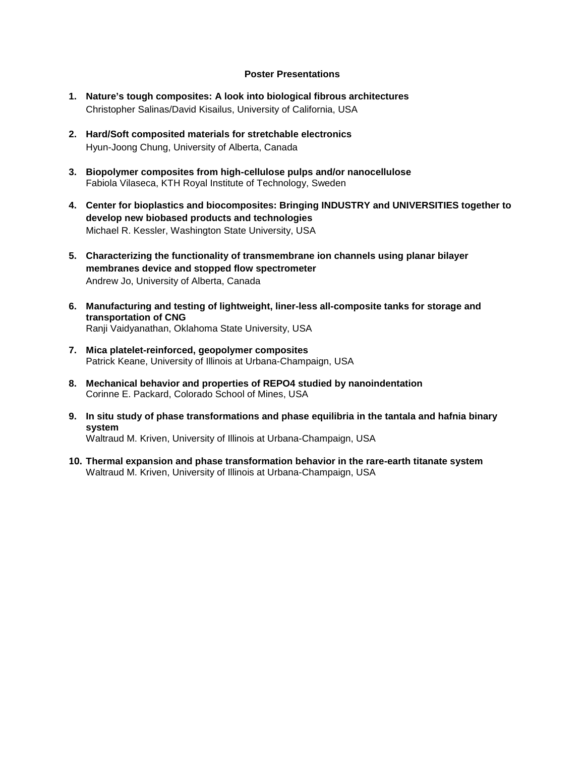**Poster Presentations**

1. **Nature's tough composites: A look into biological fibrous architectures**
   Christopher Salinas/David Kisailus, University of California, USA

2. **Hard/Soft composited materials for stretchable electronics**
   Hyun-Joong Chung, University of Alberta, Canada

3. **Biopolymer composites from high-cellulose pulps and/or nanocellulose**
   Fabiola Vilaseca, KTH Royal Institute of Technology, Sweden

4. **Center for bioplastics and biocomposites: Bringing INDUSTRY and UNIVERSITIES together to develop new biobased products and technologies**
   Michael R. Kessler, Washington State University, USA

5. **Characterizing the functionality of transmembrane ion channels using planar bilayer membranes device and stopped flow spectrometer**
   Andrew Jo, University of Alberta, Canada

6. **Manufacturing and testing of lightweight, liner-less all-composite tanks for storage and transportation of CNG**
   Ranji Vaidyanathan, Oklahoma State University, USA

7. **Mica platelet-reinforced, geopolymer composites**
   Patrick Keane, University of Illinois at Urbana-Champaign, USA

8. **Mechanical behavior and properties of REPO4 studied by nanoindentation**
   Corinne E. Packard, Colorado School of Mines, USA

9. **In situ study of phase transformations and phase equilibria in the tantala and hafnia binary system**
   Waltraud M. Kriven, University of Illinois at Urbana-Champaign, USA

10. **Thermal expansion and phase transformation behavior in the rare-earth titanate system**
    Waltraud M. Kriven, University of Illinois at Urbana-Champaign, USA